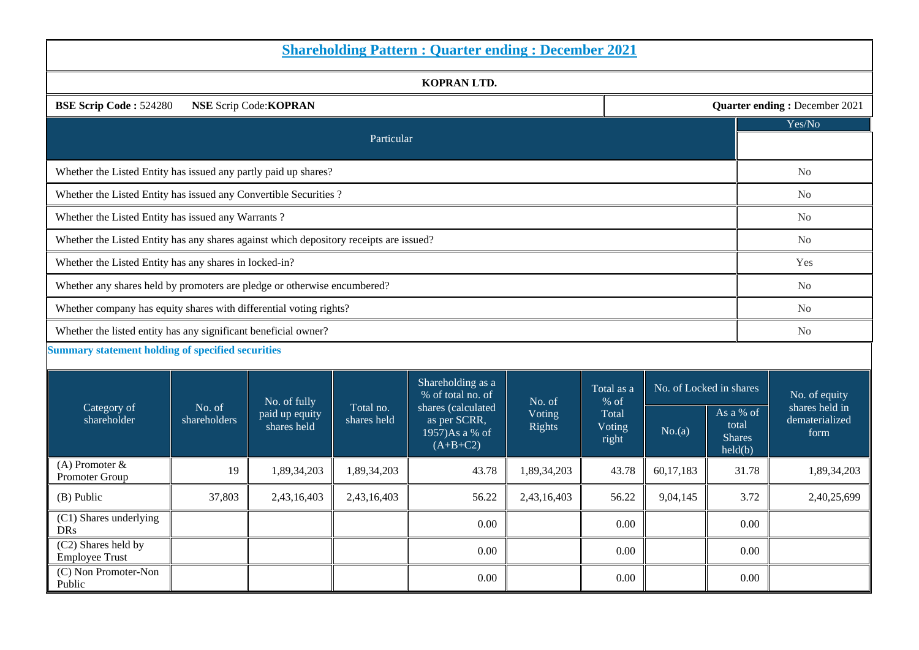# Shareholding Pattern : Quarter ending : December 2021

**KOPRAN LTD.**

**BSE Scrip Code :** 524280 **NSE** Scrip Code:**KOPRAN** | **Quarter ending :** December 2021

| Particular | Yes/No |
|---|---|
| Whether the Listed Entity has issued any partly paid up shares? | No |
| Whether the Listed Entity has issued any Convertible Securities ? | No |
| Whether the Listed Entity has issued any Warrants ? | No |
| Whether the Listed Entity has any shares against which depository receipts are issued? | No |
| Whether the Listed Entity has any shares in locked-in? | Yes |
| Whether any shares held by promoters are pledge or otherwise encumbered? | No |
| Whether company has equity shares with differential voting rights? | No |
| Whether the listed entity has any significant beneficial owner? | No |

**Summary statement holding of specified securities**

| Category of shareholder | No. of shareholders | No. of fully paid up equity shares held | Total no. shares held | Shareholding as a % of total no. of shares (calculated as per SCRR, 1957)As a % of (A+B+C2) | No. of Voting Rights | Total as a % of Total Voting right | No. of Locked in shares | | No. of equity shares held in dematerialized form |
|---|---|---|---|---|---|---|---|---|---|
| | | | | | | | No.(a) | As a % of total Shares held(b) | |
| (A) Promoter & Promoter Group | 19 | 1,89,34,203 | 1,89,34,203 | 43.78 | 1,89,34,203 | 43.78 | 60,17,183 | 31.78 | 1,89,34,203 |
| (B) Public | 37,803 | 2,43,16,403 | 2,43,16,403 | 56.22 | 2,43,16,403 | 56.22 | 9,04,145 | 3.72 | 2,40,25,699 |
| (C1) Shares underlying DRs | | | | 0.00 | | 0.00 | | 0.00 | |
| (C2) Shares held by Employee Trust | | | | 0.00 | | 0.00 | | 0.00 | |
| (C) Non Promoter-Non Public | | | | 0.00 | | 0.00 | | 0.00 | |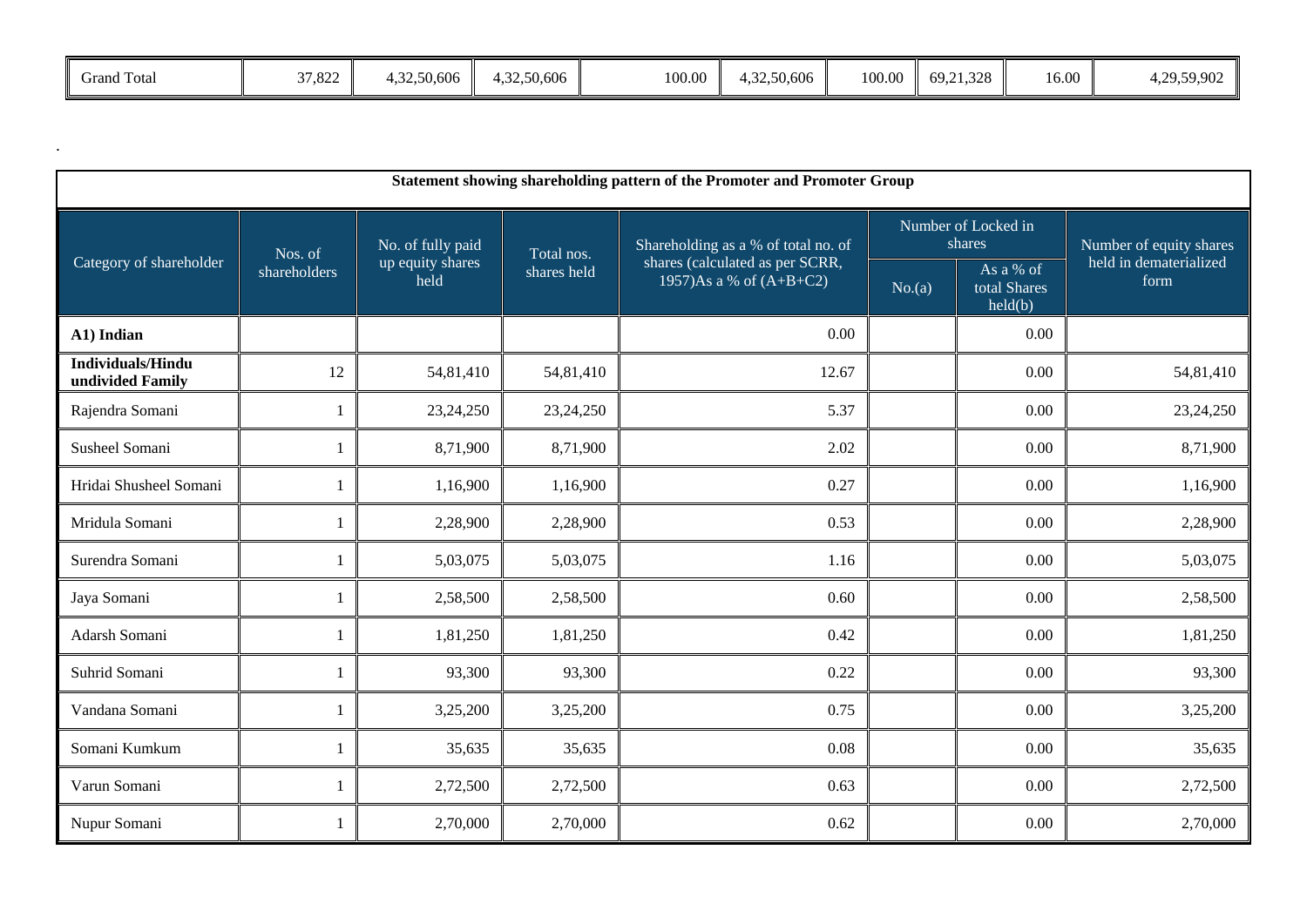| Grand Total | 37,822 | 4,32,50,606 | 4,32,50,606 | 100.00 | 4,32,50,606 | 100.00 | 69,21,328 | 16.00 | 4,29,59,902 |
|---|---|---|---|---|---|---|---|---|---|

.

**Statement showing shareholding pattern of the Promoter and Promoter Group**

| Category of shareholder | Nos. of shareholders | No. of fully paid up equity shares held | Total nos. shares held | Shareholding as a % of total no. of shares (calculated as per SCRR, 1957)As a % of (A+B+C2) | Number of Locked in shares | | Number of equity shares held in dematerialized form |
|---|---|---|---|---|---|---|---|
| | | | | | No.(a) | As a % of total Shares held(b) | |
| **A1) Indian** | | | | 0.00 | | 0.00 | |
| **Individuals/Hindu undivided Family** | 12 | 54,81,410 | 54,81,410 | 12.67 | | 0.00 | 54,81,410 |
| Rajendra Somani | 1 | 23,24,250 | 23,24,250 | 5.37 | | 0.00 | 23,24,250 |
| Susheel Somani | 1 | 8,71,900 | 8,71,900 | 2.02 | | 0.00 | 8,71,900 |
| Hridai Shusheel Somani | 1 | 1,16,900 | 1,16,900 | 0.27 | | 0.00 | 1,16,900 |
| Mridula Somani | 1 | 2,28,900 | 2,28,900 | 0.53 | | 0.00 | 2,28,900 |
| Surendra Somani | 1 | 5,03,075 | 5,03,075 | 1.16 | | 0.00 | 5,03,075 |
| Jaya Somani | 1 | 2,58,500 | 2,58,500 | 0.60 | | 0.00 | 2,58,500 |
| Adarsh Somani | 1 | 1,81,250 | 1,81,250 | 0.42 | | 0.00 | 1,81,250 |
| Suhrid Somani | 1 | 93,300 | 93,300 | 0.22 | | 0.00 | 93,300 |
| Vandana Somani | 1 | 3,25,200 | 3,25,200 | 0.75 | | 0.00 | 3,25,200 |
| Somani Kumkum | 1 | 35,635 | 35,635 | 0.08 | | 0.00 | 35,635 |
| Varun Somani | 1 | 2,72,500 | 2,72,500 | 0.63 | | 0.00 | 2,72,500 |
| Nupur Somani | 1 | 2,70,000 | 2,70,000 | 0.62 | | 0.00 | 2,70,000 |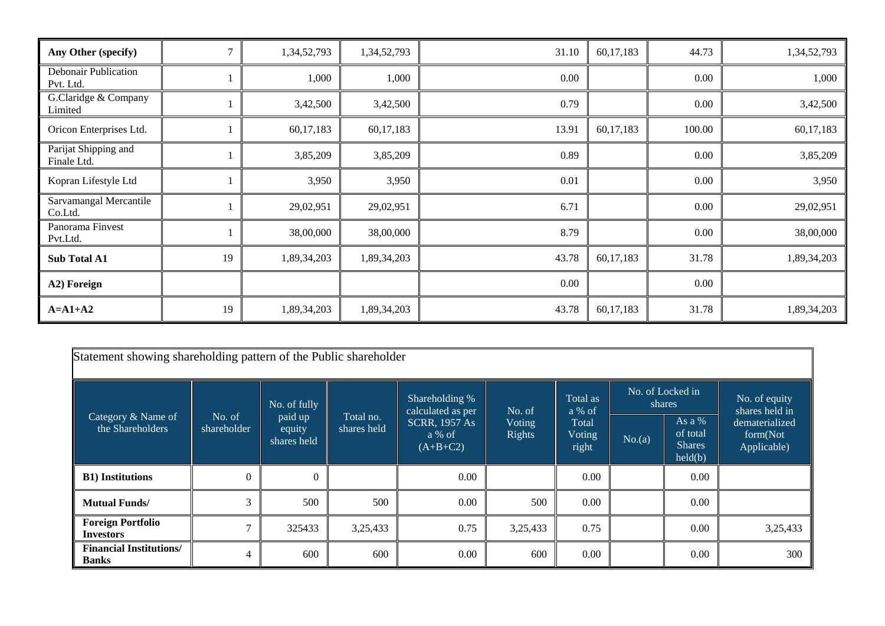| | | | | | | | |
|---|---|---|---|---|---|---|---|
| **Any Other (specify)** | 7 | 1,34,52,793 | 1,34,52,793 | 31.10 | 60,17,183 | 44.73 | 1,34,52,793 |
| Debonair Publication Pvt. Ltd. | 1 | 1,000 | 1,000 | 0.00 | | 0.00 | 1,000 |
| G.Claridge & Company Limited | 1 | 3,42,500 | 3,42,500 | 0.79 | | 0.00 | 3,42,500 |
| Oricon Enterprises Ltd. | 1 | 60,17,183 | 60,17,183 | 13.91 | 60,17,183 | 100.00 | 60,17,183 |
| Parijat Shipping and Finale Ltd. | 1 | 3,85,209 | 3,85,209 | 0.89 | | 0.00 | 3,85,209 |
| Kopran Lifestyle Ltd | 1 | 3,950 | 3,950 | 0.01 | | 0.00 | 3,950 |
| Sarvamangal Mercantile Co.Ltd. | 1 | 29,02,951 | 29,02,951 | 6.71 | | 0.00 | 29,02,951 |
| Panorama Finvest Pvt.Ltd. | 1 | 38,00,000 | 38,00,000 | 8.79 | | 0.00 | 38,00,000 |
| **Sub Total A1** | 19 | 1,89,34,203 | 1,89,34,203 | 43.78 | 60,17,183 | 31.78 | 1,89,34,203 |
| **A2) Foreign** | | | | 0.00 | | 0.00 | |
| **A=A1+A2** | 19 | 1,89,34,203 | 1,89,34,203 | 43.78 | 60,17,183 | 31.78 | 1,89,34,203 |

Statement showing shareholding pattern of the Public shareholder

| Category & Name of the Shareholders | No. of shareholder | No. of fully paid up equity shares held | Total no. shares held | Shareholding % calculated as per SCRR, 1957 As a % of (A+B+C2) | No. of Voting Rights | Total as a % of Total Voting right | No. of Locked in shares | | No. of equity shares held in dematerialized form(Not Applicable) |
|---|---|---|---|---|---|---|---|---|---|
| | | | | | | | No.(a) | As a % of total Shares held(b) | |
| **B1) Institutions** | 0 | 0 | | 0.00 | | 0.00 | | 0.00 | |
| **Mutual Funds/** | 3 | 500 | 500 | 0.00 | 500 | 0.00 | | 0.00 | |
| **Foreign Portfolio Investors** | 7 | 325433 | 3,25,433 | 0.75 | 3,25,433 | 0.75 | | 0.00 | 3,25,433 |
| **Financial Institutions/ Banks** | 4 | 600 | 600 | 0.00 | 600 | 0.00 | | 0.00 | 300 |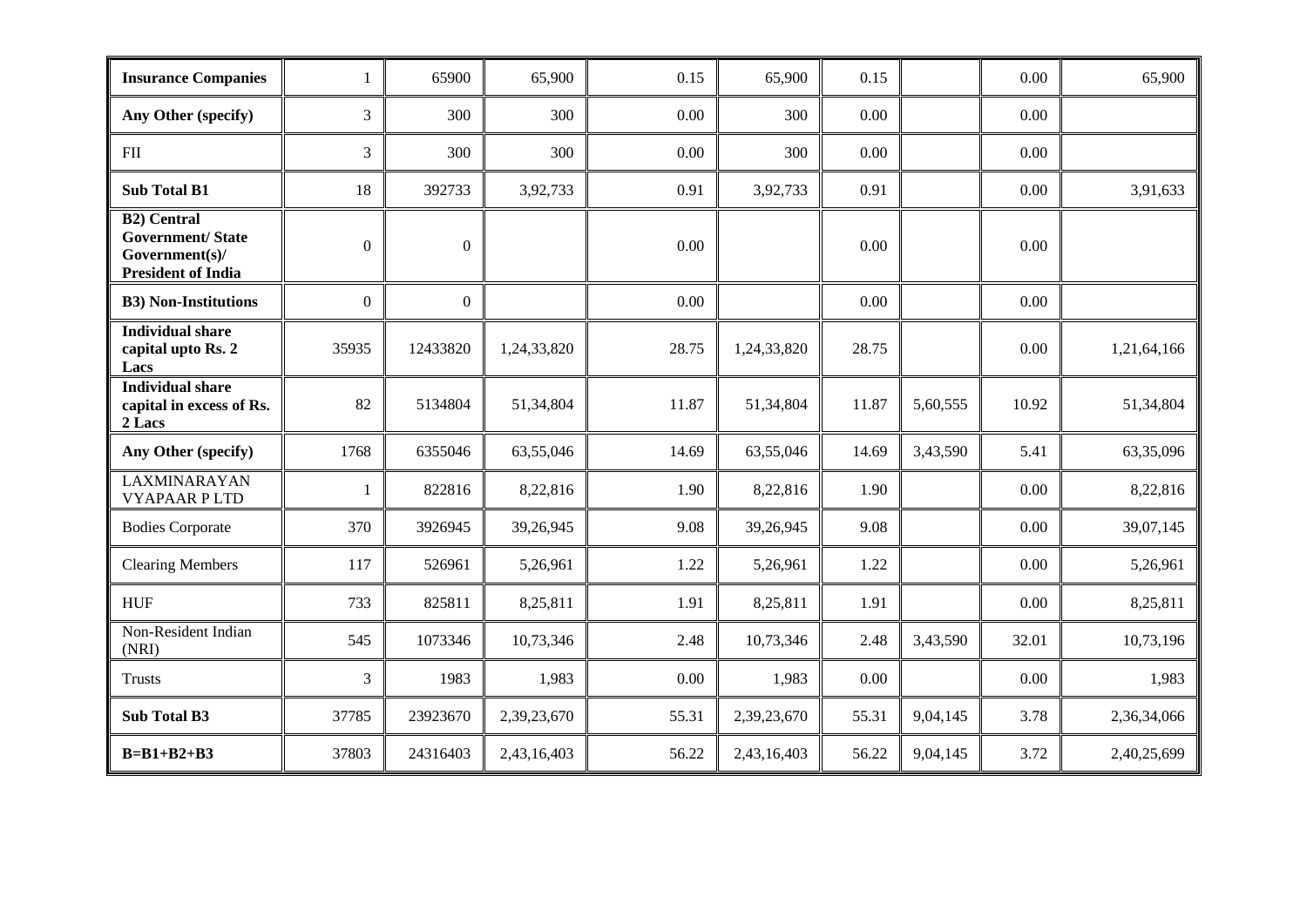| | | | | | | | | | |
|---|---|---|---|---|---|---|---|---|---|
| **Insurance Companies** | 1 | 65900 | 65,900 | 0.15 | 65,900 | 0.15 | | 0.00 | 65,900 |
| **Any Other (specify)** | 3 | 300 | 300 | 0.00 | 300 | 0.00 | | 0.00 | |
| FII | 3 | 300 | 300 | 0.00 | 300 | 0.00 | | 0.00 | |
| **Sub Total B1** | 18 | 392733 | 3,92,733 | 0.91 | 3,92,733 | 0.91 | | 0.00 | 3,91,633 |
| **B2) Central Government/ State Government(s)/ President of India** | 0 | 0 | | 0.00 | | 0.00 | | 0.00 | |
| **B3) Non-Institutions** | 0 | 0 | | 0.00 | | 0.00 | | 0.00 | |
| **Individual share capital upto Rs. 2 Lacs** | 35935 | 12433820 | 1,24,33,820 | 28.75 | 1,24,33,820 | 28.75 | | 0.00 | 1,21,64,166 |
| **Individual share capital in excess of Rs. 2 Lacs** | 82 | 5134804 | 51,34,804 | 11.87 | 51,34,804 | 11.87 | 5,60,555 | 10.92 | 51,34,804 |
| **Any Other (specify)** | 1768 | 6355046 | 63,55,046 | 14.69 | 63,55,046 | 14.69 | 3,43,590 | 5.41 | 63,35,096 |
| LAXMINARAYAN VYAPAAR P LTD | 1 | 822816 | 8,22,816 | 1.90 | 8,22,816 | 1.90 | | 0.00 | 8,22,816 |
| Bodies Corporate | 370 | 3926945 | 39,26,945 | 9.08 | 39,26,945 | 9.08 | | 0.00 | 39,07,145 |
| Clearing Members | 117 | 526961 | 5,26,961 | 1.22 | 5,26,961 | 1.22 | | 0.00 | 5,26,961 |
| HUF | 733 | 825811 | 8,25,811 | 1.91 | 8,25,811 | 1.91 | | 0.00 | 8,25,811 |
| Non-Resident Indian (NRI) | 545 | 1073346 | 10,73,346 | 2.48 | 10,73,346 | 2.48 | 3,43,590 | 32.01 | 10,73,196 |
| Trusts | 3 | 1983 | 1,983 | 0.00 | 1,983 | 0.00 | | 0.00 | 1,983 |
| **Sub Total B3** | 37785 | 23923670 | 2,39,23,670 | 55.31 | 2,39,23,670 | 55.31 | 9,04,145 | 3.78 | 2,36,34,066 |
| **B=B1+B2+B3** | 37803 | 24316403 | 2,43,16,403 | 56.22 | 2,43,16,403 | 56.22 | 9,04,145 | 3.72 | 2,40,25,699 |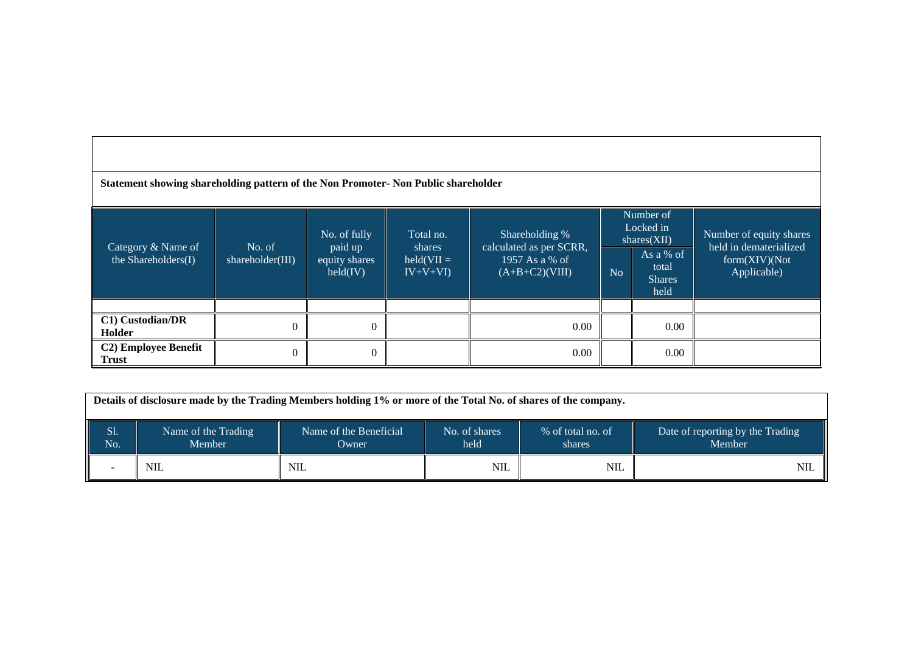**Statement showing shareholding pattern of the Non Promoter- Non Public shareholder**

| Category & Name of the Shareholders(I) | No. of shareholder(III) | No. of fully paid up equity shares held(IV) | Total no. shares held(VII = IV+V+VI) | Shareholding % calculated as per SCRR, 1957 As a % of (A+B+C2)(VIII) | Number of Locked in shares(XII) | | Number of equity shares held in dematerialized form(XIV)(Not Applicable) |
|---|---|---|---|---|---|---|---|
| | | | | | No | As a % of total Shares held | |
| | | | | | | | |
| **C1) Custodian/DR Holder** | 0 | 0 | | 0.00 | | 0.00 | |
| **C2) Employee Benefit Trust** | 0 | 0 | | 0.00 | | 0.00 | |

**Details of disclosure made by the Trading Members holding 1% or more of the Total No. of shares of the company.**

| Sl. No. | Name of the Trading Member | Name of the Beneficial Owner | No. of shares held | % of total no. of shares | Date of reporting by the Trading Member |
|---|---|---|---|---|---|
| - | NIL | NIL | NIL | NIL | NIL |